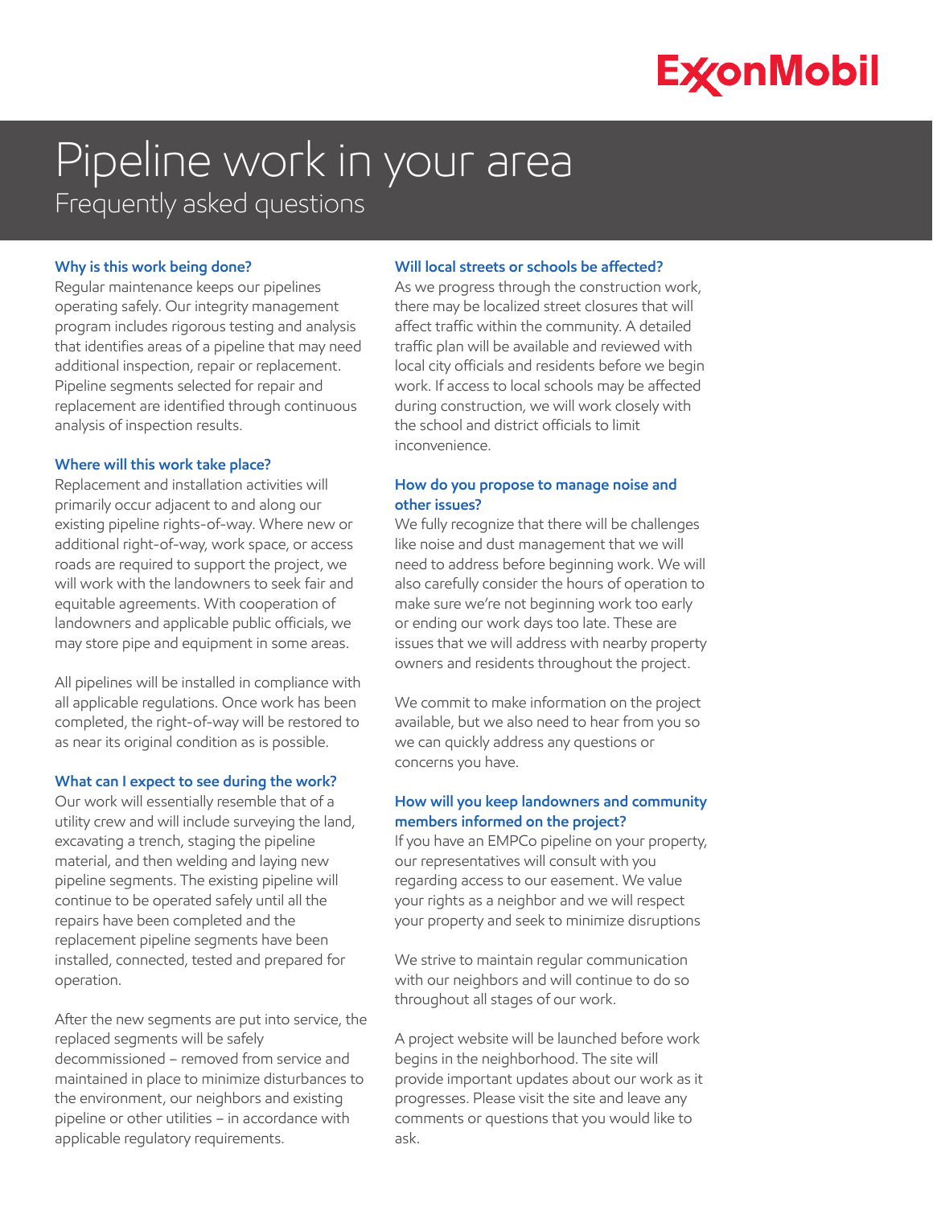ExxonMobil

# Pipeline work in your area

## Frequently asked questions

### Why is this work being done?

Regular maintenance keeps our pipelines operating safely. Our integrity management program includes rigorous testing and analysis that identifies areas of a pipeline that may need additional inspection, repair or replacement. Pipeline segments selected for repair and replacement are identified through continuous analysis of inspection results.

### Where will this work take place?

Replacement and installation activities will primarily occur adjacent to and along our existing pipeline rights-of-way. Where new or additional right-of-way, work space, or access roads are required to support the project, we will work with the landowners to seek fair and equitable agreements. With cooperation of landowners and applicable public officials, we may store pipe and equipment in some areas.

All pipelines will be installed in compliance with all applicable regulations. Once work has been completed, the right-of-way will be restored to as near its original condition as is possible.

### What can I expect to see during the work?

Our work will essentially resemble that of a utility crew and will include surveying the land, excavating a trench, staging the pipeline material, and then welding and laying new pipeline segments. The existing pipeline will continue to be operated safely until all the repairs have been completed and the replacement pipeline segments have been installed, connected, tested and prepared for operation.

After the new segments are put into service, the replaced segments will be safely decommissioned – removed from service and maintained in place to minimize disturbances to the environment, our neighbors and existing pipeline or other utilities – in accordance with applicable regulatory requirements.

### Will local streets or schools be affected?

As we progress through the construction work, there may be localized street closures that will affect traffic within the community. A detailed traffic plan will be available and reviewed with local city officials and residents before we begin work. If access to local schools may be affected during construction, we will work closely with the school and district officials to limit inconvenience.

### How do you propose to manage noise and other issues?

We fully recognize that there will be challenges like noise and dust management that we will need to address before beginning work. We will also carefully consider the hours of operation to make sure we're not beginning work too early or ending our work days too late. These are issues that we will address with nearby property owners and residents throughout the project.

We commit to make information on the project available, but we also need to hear from you so we can quickly address any questions or concerns you have.

### How will you keep landowners and community members informed on the project?

If you have an EMPCo pipeline on your property, our representatives will consult with you regarding access to our easement. We value your rights as a neighbor and we will respect your property and seek to minimize disruptions

We strive to maintain regular communication with our neighbors and will continue to do so throughout all stages of our work.

A project website will be launched before work begins in the neighborhood. The site will provide important updates about our work as it progresses. Please visit the site and leave any comments or questions that you would like to ask.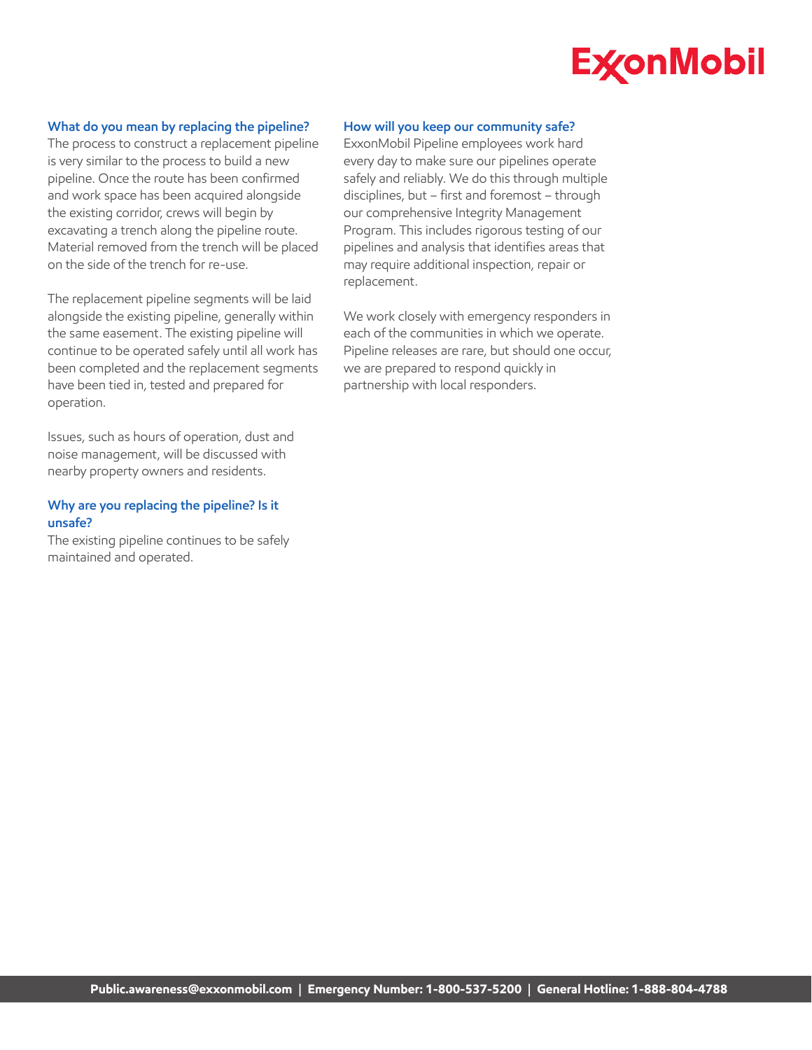### What do you mean by replacing the pipeline?

The process to construct a replacement pipeline is very similar to the process to build a new pipeline. Once the route has been confirmed and work space has been acquired alongside the existing corridor, crews will begin by excavating a trench along the pipeline route. Material removed from the trench will be placed on the side of the trench for re-use.

The replacement pipeline segments will be laid alongside the existing pipeline, generally within the same easement. The existing pipeline will continue to be operated safely until all work has been completed and the replacement segments have been tied in, tested and prepared for operation.

Issues, such as hours of operation, dust and noise management, will be discussed with nearby property owners and residents.

### Why are you replacing the pipeline? Is it unsafe?

The existing pipeline continues to be safely maintained and operated.

### How will you keep our community safe?

ExxonMobil Pipeline employees work hard every day to make sure our pipelines operate safely and reliably. We do this through multiple disciplines, but – first and foremost – through our comprehensive Integrity Management Program. This includes rigorous testing of our pipelines and analysis that identifies areas that may require additional inspection, repair or replacement.

We work closely with emergency responders in each of the communities in which we operate. Pipeline releases are rare, but should one occur, we are prepared to respond quickly in partnership with local responders.

**Public.awareness@exxonmobil.com | Emergency Number: 1-800-537-5200 | General Hotline: 1-888-804-4788**